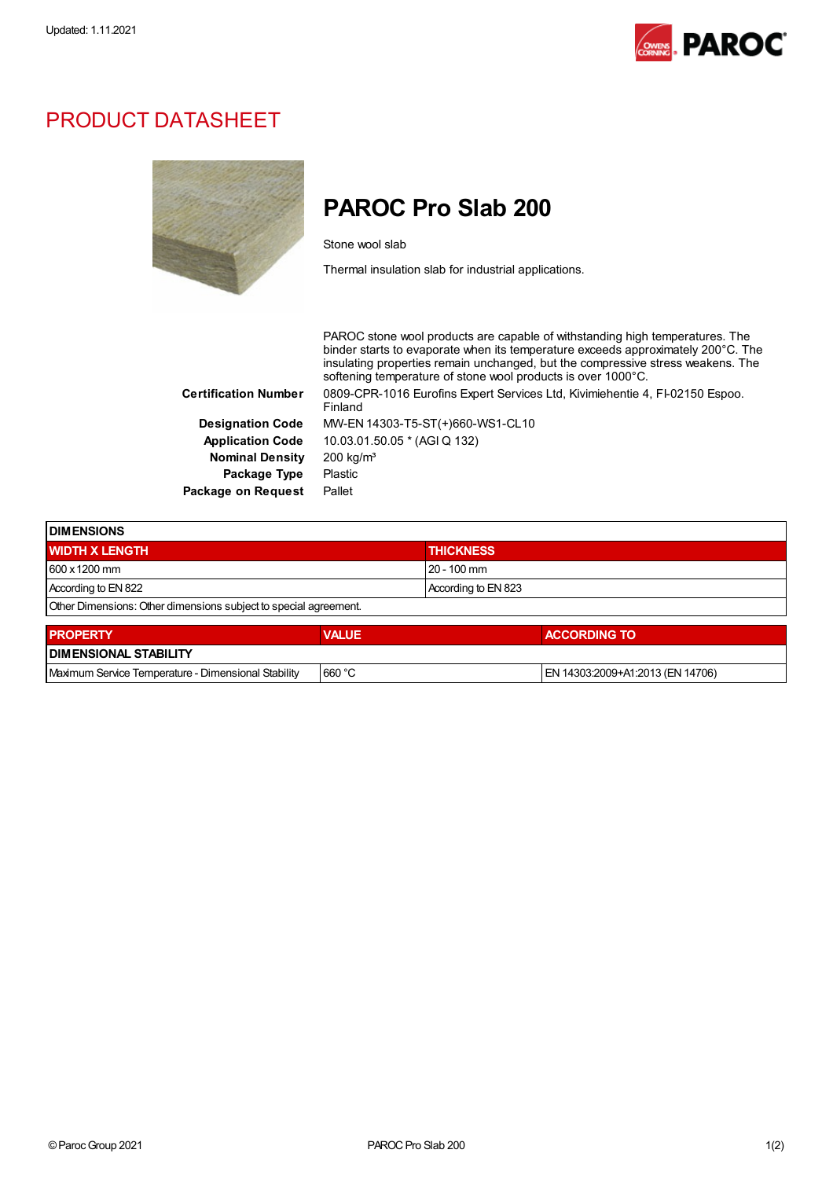Updated: 1.11.2021

# PRODUCT DATASHEET

## PAROC Pro Slab 200

Stone wool slab

Thermal insulation slab for industrial applications.

PAROC stone wool products are capable of withstanding high temperatures. The binder starts to evaporate when its temperature exceeds approximately 200°C. The insulating properties remain unchanged, but the compressive stress weakens. The softening temperature of stone wool products is over 1000°C.

**Certification Number** 0809-CPR-1016 Eurofins Expert Services Ltd, Kivimiehentie 4, FI-02150 Espoo. Finland

**Designation Code** MW-EN 14303-T5-ST(+)660-WS1-CL10

**Application Code** 10.03.01.50.05 * (AGI Q 132)

**Nominal Density** 200 kg/m³

**Package Type** Plastic

**Package on Request** Pallet

| DIMENSIONS | |
|---|---|
| WIDTH X LENGTH | THICKNESS |
| 600 x 1200 mm | 20 - 100 mm |
| According to EN 822 | According to EN 823 |
| Other Dimensions: Other dimensions subject to special agreement. | |

| PROPERTY | VALUE | ACCORDING TO |
|---|---|---|
| DIMENSIONAL STABILITY | | |
| Maximum Service Temperature - Dimensional Stability | 660 °C | EN 14303:2009+A1:2013 (EN 14706) |

© Paroc Group 2021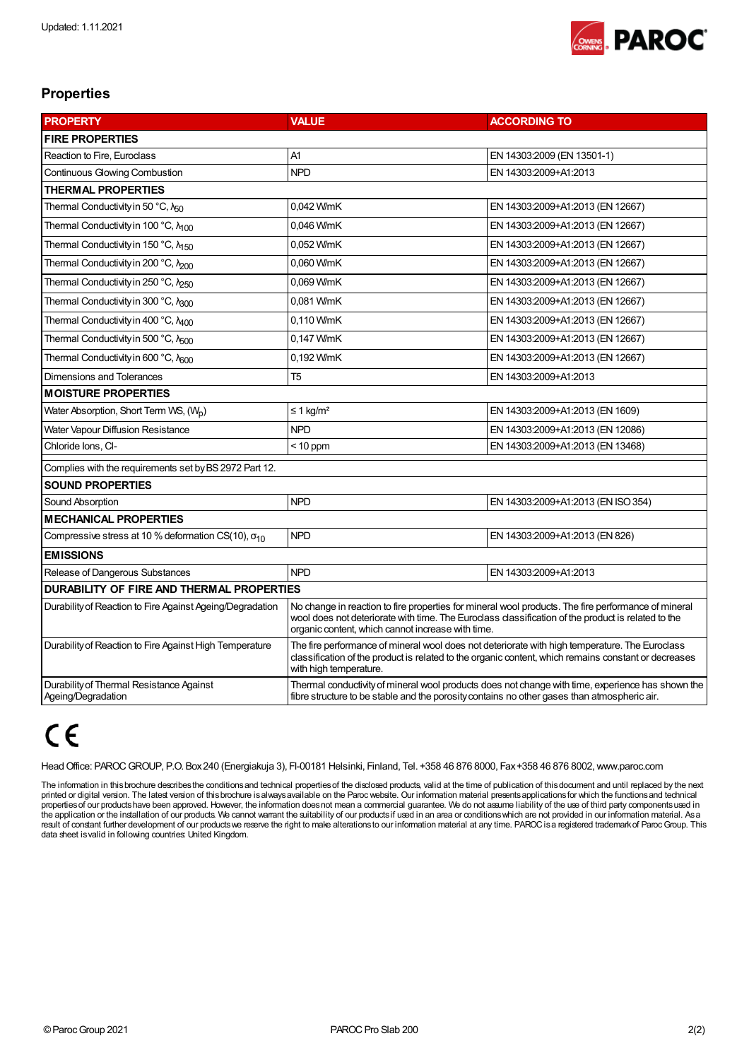## Properties

| PROPERTY | VALUE | ACCORDING TO |
|---|---|---|
| **FIRE PROPERTIES** | | |
| Reaction to Fire, Euroclass | A1 | EN 14303:2009 (EN 13501-1) |
| Continuous Glowing Combustion | NPD | EN 14303:2009+A1:2013 |
| **THERMAL PROPERTIES** | | |
| Thermal Conductivity in 50 °C, $\lambda_{50}$ | 0,042 W/mK | EN 14303:2009+A1:2013 (EN 12667) |
| Thermal Conductivity in 100 °C, $\lambda_{100}$ | 0,046 W/mK | EN 14303:2009+A1:2013 (EN 12667) |
| Thermal Conductivity in 150 °C, $\lambda_{150}$ | 0,052 W/mK | EN 14303:2009+A1:2013 (EN 12667) |
| Thermal Conductivity in 200 °C, $\lambda_{200}$ | 0,060 W/mK | EN 14303:2009+A1:2013 (EN 12667) |
| Thermal Conductivity in 250 °C, $\lambda_{250}$ | 0,069 W/mK | EN 14303:2009+A1:2013 (EN 12667) |
| Thermal Conductivity in 300 °C, $\lambda_{300}$ | 0,081 W/mK | EN 14303:2009+A1:2013 (EN 12667) |
| Thermal Conductivity in 400 °C, $\lambda_{400}$ | 0,110 W/mK | EN 14303:2009+A1:2013 (EN 12667) |
| Thermal Conductivity in 500 °C, $\lambda_{500}$ | 0,147 W/mK | EN 14303:2009+A1:2013 (EN 12667) |
| Thermal Conductivity in 600 °C, $\lambda_{600}$ | 0,192 W/mK | EN 14303:2009+A1:2013 (EN 12667) |
| Dimensions and Tolerances | T5 | EN 14303:2009+A1:2013 |
| **MOISTURE PROPERTIES** | | |
| Water Absorption, Short Term WS, ($W_p$) | ≤ 1 kg/m² | EN 14303:2009+A1:2013 (EN 1609) |
| Water Vapour Diffusion Resistance | NPD | EN 14303:2009+A1:2013 (EN 12086) |
| Chloride Ions, Cl- | < 10 ppm | EN 14303:2009+A1:2013 (EN 13468) |
| Complies with the requirements set by BS 2972 Part 12. | | |
| **SOUND PROPERTIES** | | |
| Sound Absorption | NPD | EN 14303:2009+A1:2013 (EN ISO 354) |
| **MECHANICAL PROPERTIES** | | |
| Compressive stress at 10 % deformation CS(10), $\sigma_{10}$ | NPD | EN 14303:2009+A1:2013 (EN 826) |
| **EMISSIONS** | | |
| Release of Dangerous Substances | NPD | EN 14303:2009+A1:2013 |
| **DURABILITY OF FIRE AND THERMAL PROPERTIES** | | |
| Durability of Reaction to Fire Against Ageing/Degradation | No change in reaction to fire properties for mineral wool products. The fire performance of mineral wool does not deteriorate with time. The Euroclass classification of the product is related to the organic content, which cannot increase with time. | |
| Durability of Reaction to Fire Against High Temperature | The fire performance of mineral wool does not deteriorate with high temperature. The Euroclass classification of the product is related to the organic content, which remains constant or decreases with high temperature. | |
| Durability of Thermal Resistance Against Ageing/Degradation | Thermal conductivity of mineral wool products does not change with time, experience has shown the fibre structure to be stable and the porosity contains no other gases than atmospheric air. | |

CE

Head Office: PAROC GROUP, P.O. Box 240 (Energiakuja 3), FI-00181 Helsinki, Finland, Tel. +358 46 876 8000, Fax +358 46 876 8002, www.paroc.com

The information in this brochure describes the conditions and technical properties of the disclosed products, valid at the time of publication of this document and until replaced by the next printed or digital version. The latest version of this brochure is always available on the Paroc website. Our information material presents applications for which the functions and technical properties of our products have been approved. However, the information does not mean a commercial guarantee. We do not assume liability of the use of third party components used in the application or the installation of our products. We cannot warrant the suitability of our products if used in an area or conditions which are not provided in our information material. As a result of constant further development of our products we reserve the right to make alterations to our information material at any time. PAROC is a registered trademark of Paroc Group. This data sheet is valid in following countries: United Kingdom.